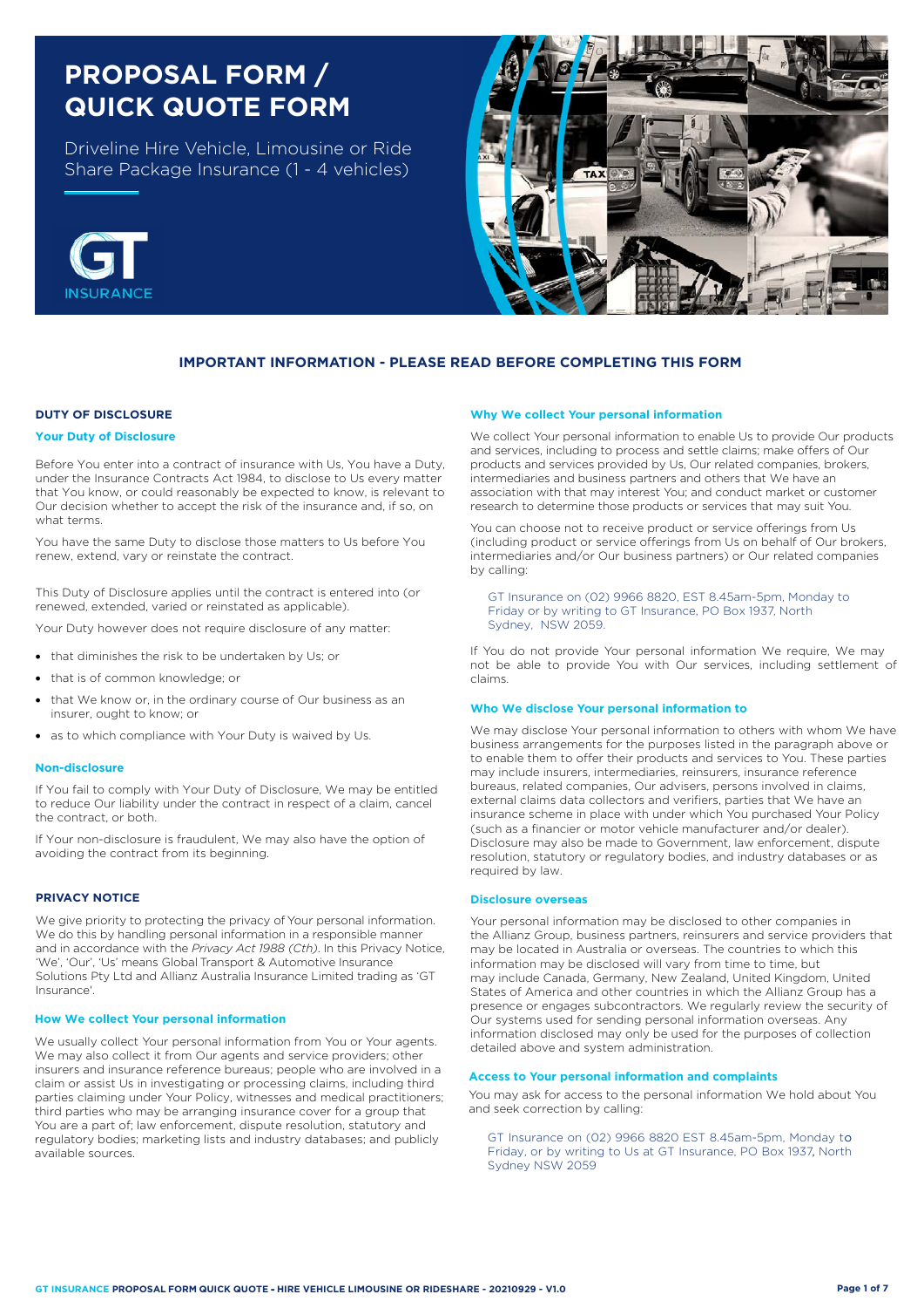# PROPOSAL FORM / QUICK QUOTE FORM

Driveline Hire Vehicle, Limousine or Ride Share Package Insurance (1 - 4 vehicles)

GT INSURANCE

## IMPORTANT INFORMATION - PLEASE READ BEFORE COMPLETING THIS FORM

### DUTY OF DISCLOSURE

#### Your Duty of Disclosure

Before You enter into a contract of insurance with Us, You have a Duty, under the Insurance Contracts Act 1984, to disclose to Us every matter that You know, or could reasonably be expected to know, is relevant to Our decision whether to accept the risk of the insurance and, if so, on what terms.

You have the same Duty to disclose those matters to Us before You renew, extend, vary or reinstate the contract.

This Duty of Disclosure applies until the contract is entered into (or renewed, extended, varied or reinstated as applicable).

Your Duty however does not require disclosure of any matter:

- that diminishes the risk to be undertaken by Us; or
- that is of common knowledge; or
- that We know or, in the ordinary course of Our business as an insurer, ought to know; or
- as to which compliance with Your Duty is waived by Us.

#### Non-disclosure

If You fail to comply with Your Duty of Disclosure, We may be entitled to reduce Our liability under the contract in respect of a claim, cancel the contract, or both.

If Your non-disclosure is fraudulent, We may also have the option of avoiding the contract from its beginning.

### PRIVACY NOTICE

We give priority to protecting the privacy of Your personal information. We do this by handling personal information in a responsible manner and in accordance with the *Privacy Act 1988 (Cth)*. In this Privacy Notice, 'We', 'Our', 'Us' means Global Transport & Automotive Insurance Solutions Pty Ltd and Allianz Australia Insurance Limited trading as 'GT Insurance'.

#### How We collect Your personal information

We usually collect Your personal information from You or Your agents. We may also collect it from Our agents and service providers; other insurers and insurance reference bureaus; people who are involved in a claim or assist Us in investigating or processing claims, including third parties claiming under Your Policy, witnesses and medical practitioners; third parties who may be arranging insurance cover for a group that You are a part of; law enforcement, dispute resolution, statutory and regulatory bodies; marketing lists and industry databases; and publicly available sources.

#### Why We collect Your personal information

We collect Your personal information to enable Us to provide Our products and services, including to process and settle claims; make offers of Our products and services provided by Us, Our related companies, brokers, intermediaries and business partners and others that We have an association with that may interest You; and conduct market or customer research to determine those products or services that may suit You.

You can choose not to receive product or service offerings from Us (including product or service offerings from Us on behalf of Our brokers, intermediaries and/or Our business partners) or Our related companies by calling:

GT Insurance on (02) 9966 8820, EST 8.45am-5pm, Monday to Friday or by writing to GT Insurance, PO Box 1937, North Sydney, NSW 2059.

If You do not provide Your personal information We require, We may not be able to provide You with Our services, including settlement of claims.

#### Who We disclose Your personal information to

We may disclose Your personal information to others with whom We have business arrangements for the purposes listed in the paragraph above or to enable them to offer their products and services to You. These parties may include insurers, intermediaries, reinsurers, insurance reference bureaus, related companies, Our advisers, persons involved in claims, external claims data collectors and verifiers, parties that We have an insurance scheme in place with under which You purchased Your Policy (such as a financier or motor vehicle manufacturer and/or dealer). Disclosure may also be made to Government, law enforcement, dispute resolution, statutory or regulatory bodies, and industry databases or as required by law.

#### Disclosure overseas

Your personal information may be disclosed to other companies in the Allianz Group, business partners, reinsurers and service providers that may be located in Australia or overseas. The countries to which this information may be disclosed will vary from time to time, but may include Canada, Germany, New Zealand, United Kingdom, United States of America and other countries in which the Allianz Group has a presence or engages subcontractors. We regularly review the security of Our systems used for sending personal information overseas. Any information disclosed may only be used for the purposes of collection detailed above and system administration.

#### Access to Your personal information and complaints

You may ask for access to the personal information We hold about You and seek correction by calling:

GT Insurance on (02) 9966 8820 EST 8.45am-5pm, Monday to Friday, or by writing to Us at GT Insurance, PO Box 1937, North Sydney NSW 2059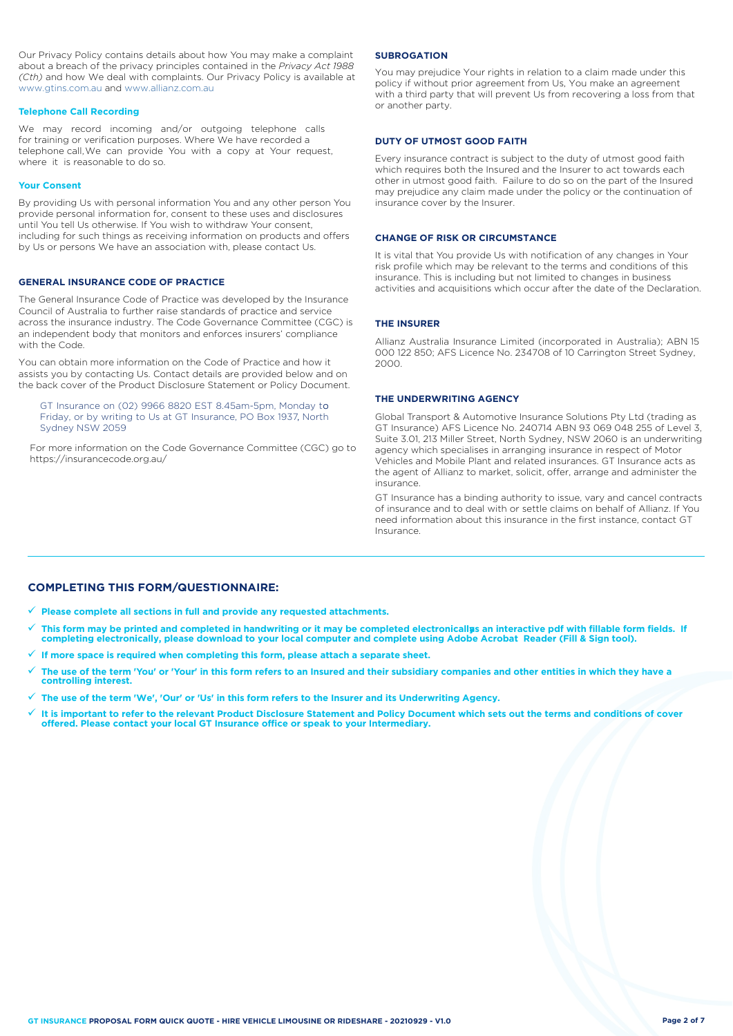Our Privacy Policy contains details about how You may make a complaint about a breach of the privacy principles contained in the *Privacy Act 1988 (Cth)* and how We deal with complaints. Our Privacy Policy is available at www.gtins.com.au and www.allianz.com.au

#### Telephone Call Recording

We may record incoming and/or outgoing telephone calls for training or verification purposes. Where We have recorded a telephone call, We can provide You with a copy at Your request, where it is reasonable to do so.

#### Your Consent

By providing Us with personal information You and any other person You provide personal information for, consent to these uses and disclosures until You tell Us otherwise. If You wish to withdraw Your consent, including for such things as receiving information on products and offers by Us or persons We have an association with, please contact Us.

### GENERAL INSURANCE CODE OF PRACTICE

The General Insurance Code of Practice was developed by the Insurance Council of Australia to further raise standards of practice and service across the insurance industry. The Code Governance Committee (CGC) is an independent body that monitors and enforces insurers' compliance with the Code.

You can obtain more information on the Code of Practice and how it assists you by contacting Us. Contact details are provided below and on the back cover of the Product Disclosure Statement or Policy Document.

GT Insurance on (02) 9966 8820 EST 8.45am-5pm, Monday to Friday, or by writing to Us at GT Insurance, PO Box 1937, North Sydney NSW 2059

For more information on the Code Governance Committee (CGC) go to https://insurancecode.org.au/

### SUBROGATION

You may prejudice Your rights in relation to a claim made under this policy if without prior agreement from Us, You make an agreement with a third party that will prevent Us from recovering a loss from that or another party.

### DUTY OF UTMOST GOOD FAITH

Every insurance contract is subject to the duty of utmost good faith which requires both the Insured and the Insurer to act towards each other in utmost good faith. Failure to do so on the part of the Insured may prejudice any claim made under the policy or the continuation of insurance cover by the Insurer.

### CHANGE OF RISK OR CIRCUMSTANCE

It is vital that You provide Us with notification of any changes in Your risk profile which may be relevant to the terms and conditions of this insurance. This is including but not limited to changes in business activities and acquisitions which occur after the date of the Declaration.

### THE INSURER

Allianz Australia Insurance Limited (incorporated in Australia); ABN 15 000 122 850; AFS Licence No. 234708 of 10 Carrington Street Sydney, 2000.

### THE UNDERWRITING AGENCY

Global Transport & Automotive Insurance Solutions Pty Ltd (trading as GT Insurance) AFS Licence No. 240714 ABN 93 069 048 255 of Level 3, Suite 3.01, 213 Miller Street, North Sydney, NSW 2060 is an underwriting agency which specialises in arranging insurance in respect of Motor Vehicles and Mobile Plant and related insurances. GT Insurance acts as the agent of Allianz to market, solicit, offer, arrange and administer the insurance.

GT Insurance has a binding authority to issue, vary and cancel contracts of insurance and to deal with or settle claims on behalf of Allianz. If You need information about this insurance in the first instance, contact GT Insurance.

---

## COMPLETING THIS FORM/QUESTIONNAIRE:

- ✓ **Please complete all sections in full and provide any requested attachments.**
- ✓ **This form may be printed and completed in handwriting or it may be completed electronically as an interactive pdf with fillable form fields. If completing electronically, please download to your local computer and complete using Adobe Acrobat Reader (Fill & Sign tool).**
- ✓ **If more space is required when completing this form, please attach a separate sheet.**
- ✓ **The use of the term 'You' or 'Your' in this form refers to an Insured and their subsidiary companies and other entities in which they have a controlling interest.**
- ✓ **The use of the term 'We', 'Our' or 'Us' in this form refers to the Insurer and its Underwriting Agency.**
- ✓ **It is important to refer to the relevant Product Disclosure Statement and Policy Document which sets out the terms and conditions of cover offered. Please contact your local GT Insurance office or speak to your Intermediary.**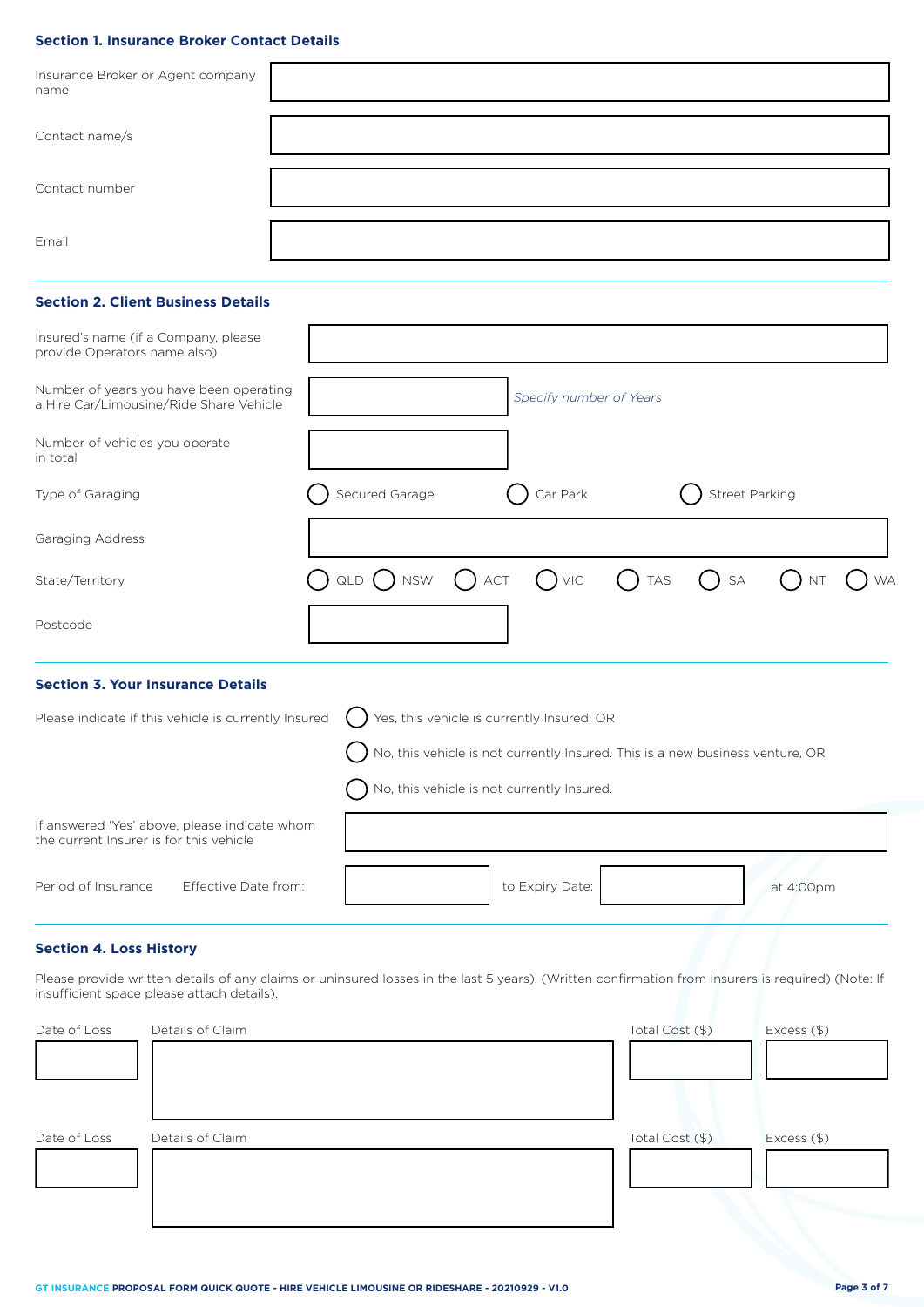### Section 1. Insurance Broker Contact Details

| | |
|---|---|
| Insurance Broker or Agent company name | |
| Contact name/s | |
| Contact number | |
| Email | |

### Section 2. Client Business Details

| | |
|---|---|
| Insured's name (if a Company, please provide Operators name also) | |
| Number of years you have been operating a Hire Car/Limousine/Ride Share Vehicle | *Specify number of Years* |
| Number of vehicles you operate in total | |
| Type of Garaging | ◯ Secured Garage ◯ Car Park ◯ Street Parking |
| Garaging Address | |
| State/Territory | ◯ QLD ◯ NSW ◯ ACT ◯ VIC ◯ TAS ◯ SA ◯ NT ◯ WA |
| Postcode | |

### Section 3. Your Insurance Details

Please indicate if this vehicle is currently Insured

- ◯ Yes, this vehicle is currently Insured, OR
- ◯ No, this vehicle is not currently Insured. This is a new business venture, OR
- ◯ No, this vehicle is not currently Insured.

| | |
|---|---|
| If answered 'Yes' above, please indicate whom the current Insurer is for this vehicle | |

Period of Insurance Effective Date from: ______ to Expiry Date: ______ at 4:00pm

### Section 4. Loss History

Please provide written details of any claims or uninsured losses in the last 5 years). (Written confirmation from Insurers is required) (Note: If insufficient space please attach details).

| Date of Loss | Details of Claim | Total Cost ($) | Excess ($) |
|---|---|---|---|
| | | | |

| Date of Loss | Details of Claim | Total Cost ($) | Excess ($) |
|---|---|---|---|
| | | | |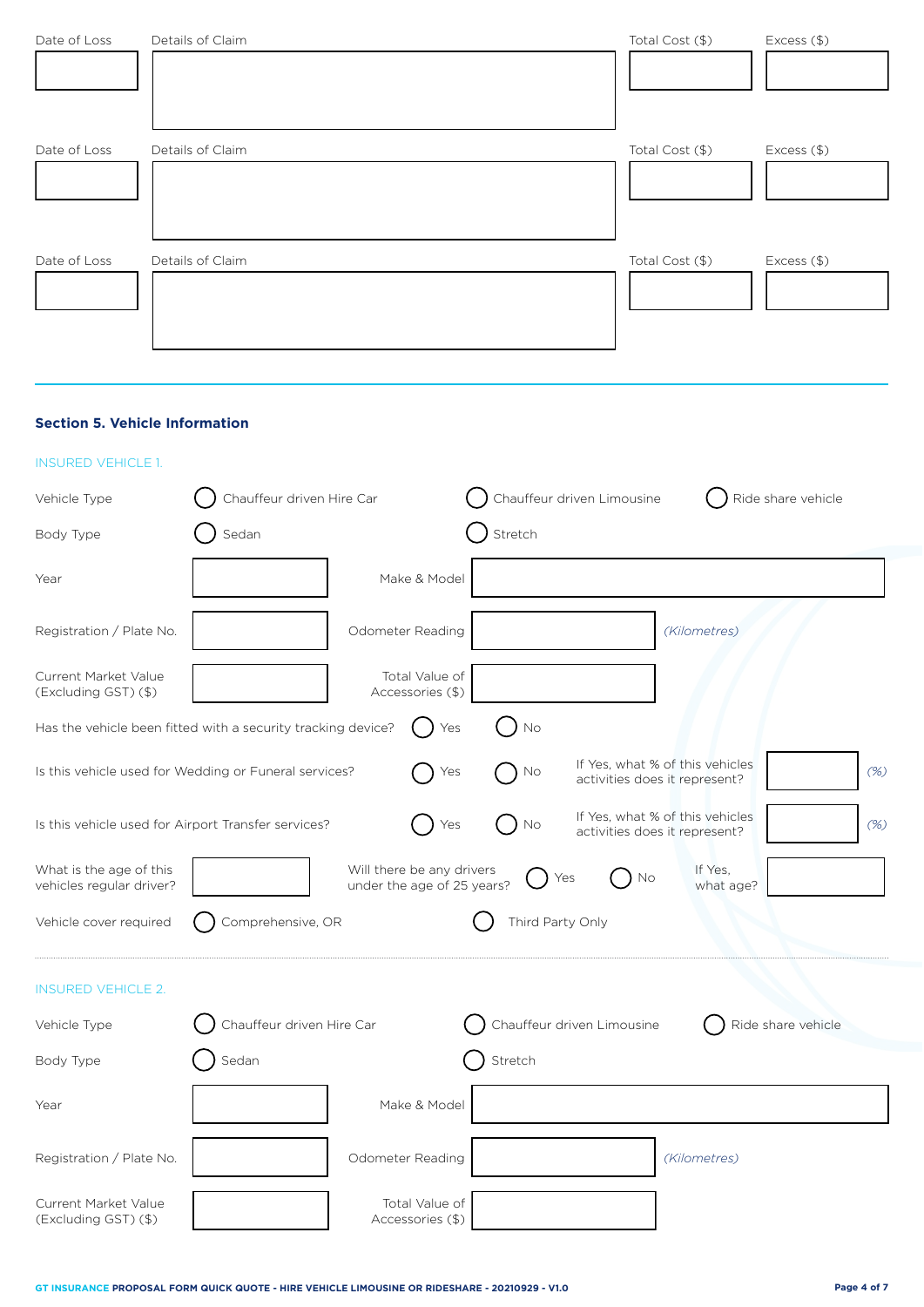| Date of Loss | Details of Claim | Total Cost ($) | Excess ($) |
|---|---|---|---|
| | | | |
| | | | |
| | | | |

## Section 5. Vehicle Information

INSURED VEHICLE 1.

Vehicle Type ◯ Chauffeur driven Hire Car ◯ Chauffeur driven Limousine ◯ Ride share vehicle

Body Type ◯ Sedan ◯ Stretch

Year ______ Make & Model ______

Registration / Plate No. ______ Odometer Reading ______ *(Kilometres)*

Current Market Value (Excluding GST) ($) ______ Total Value of Accessories ($) ______

Has the vehicle been fitted with a security tracking device? ◯ Yes ◯ No

Is this vehicle used for Wedding or Funeral services? ◯ Yes ◯ No If Yes, what % of this vehicles activities does it represent? ______ *(%)*

Is this vehicle used for Airport Transfer services? ◯ Yes ◯ No If Yes, what % of this vehicles activities does it represent? ______ *(%)*

What is the age of this vehicles regular driver? ______ Will there be any drivers under the age of 25 years? ◯ Yes ◯ No If Yes, what age? ______

Vehicle cover required ◯ Comprehensive, OR ◯ Third Party Only

INSURED VEHICLE 2.

Vehicle Type ◯ Chauffeur driven Hire Car ◯ Chauffeur driven Limousine ◯ Ride share vehicle

Body Type ◯ Sedan ◯ Stretch

Year ______ Make & Model ______

Registration / Plate No. ______ Odometer Reading ______ *(Kilometres)*

Current Market Value (Excluding GST) ($) ______ Total Value of Accessories ($) ______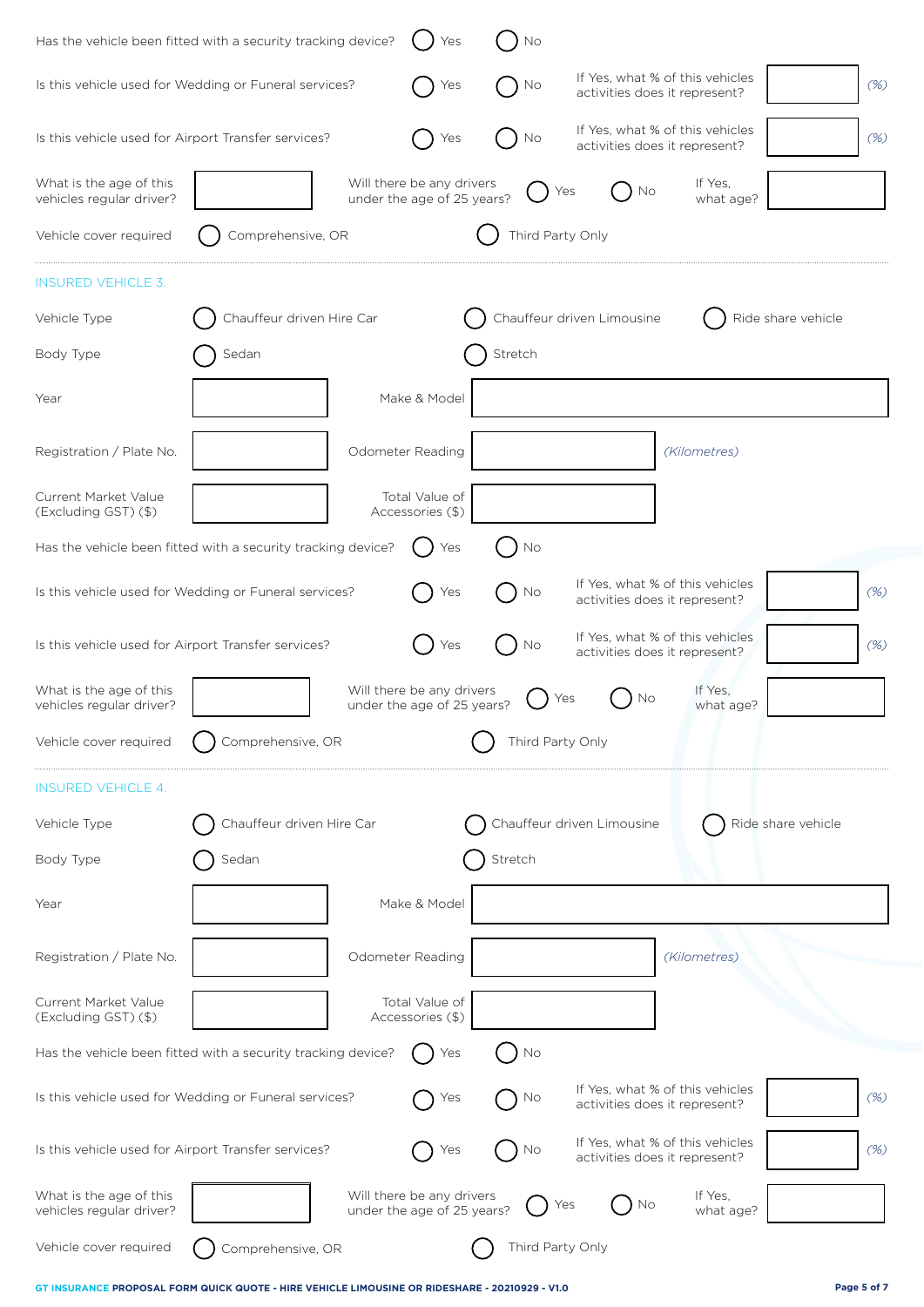Has the vehicle been fitted with a security tracking device? ◯ Yes ◯ No

Is this vehicle used for Wedding or Funeral services? ◯ Yes ◯ No — If Yes, what % of this vehicles activities does it represent? ______ *(%)*

Is this vehicle used for Airport Transfer services? ◯ Yes ◯ No — If Yes, what % of this vehicles activities does it represent? ______ *(%)*

What is the age of this vehicles regular driver? ______ Will there be any drivers under the age of 25 years? ◯ Yes ◯ No — If Yes, what age? ______

Vehicle cover required ◯ Comprehensive, OR ◯ Third Party Only

---

## INSURED VEHICLE 3.

Vehicle Type ◯ Chauffeur driven Hire Car ◯ Chauffeur driven Limousine ◯ Ride share vehicle

Body Type ◯ Sedan ◯ Stretch

Year ______ Make & Model ______

Registration / Plate No. ______ Odometer Reading ______ *(Kilometres)*

Current Market Value (Excluding GST) ($) ______ Total Value of Accessories ($) ______

Has the vehicle been fitted with a security tracking device? ◯ Yes ◯ No

Is this vehicle used for Wedding or Funeral services? ◯ Yes ◯ No — If Yes, what % of this vehicles activities does it represent? ______ *(%)*

Is this vehicle used for Airport Transfer services? ◯ Yes ◯ No — If Yes, what % of this vehicles activities does it represent? ______ *(%)*

What is the age of this vehicles regular driver? ______ Will there be any drivers under the age of 25 years? ◯ Yes ◯ No — If Yes, what age? ______

Vehicle cover required ◯ Comprehensive, OR ◯ Third Party Only

---

## INSURED VEHICLE 4.

Vehicle Type ◯ Chauffeur driven Hire Car ◯ Chauffeur driven Limousine ◯ Ride share vehicle

Body Type ◯ Sedan ◯ Stretch

Year ______ Make & Model ______

Registration / Plate No. ______ Odometer Reading ______ *(Kilometres)*

Current Market Value (Excluding GST) ($) ______ Total Value of Accessories ($) ______

Has the vehicle been fitted with a security tracking device? ◯ Yes ◯ No

Is this vehicle used for Wedding or Funeral services? ◯ Yes ◯ No — If Yes, what % of this vehicles activities does it represent? ______ *(%)*

Is this vehicle used for Airport Transfer services? ◯ Yes ◯ No — If Yes, what % of this vehicles activities does it represent? ______ *(%)*

What is the age of this vehicles regular driver? ______ Will there be any drivers under the age of 25 years? ◯ Yes ◯ No — If Yes, what age? ______

Vehicle cover required ◯ Comprehensive, OR ◯ Third Party Only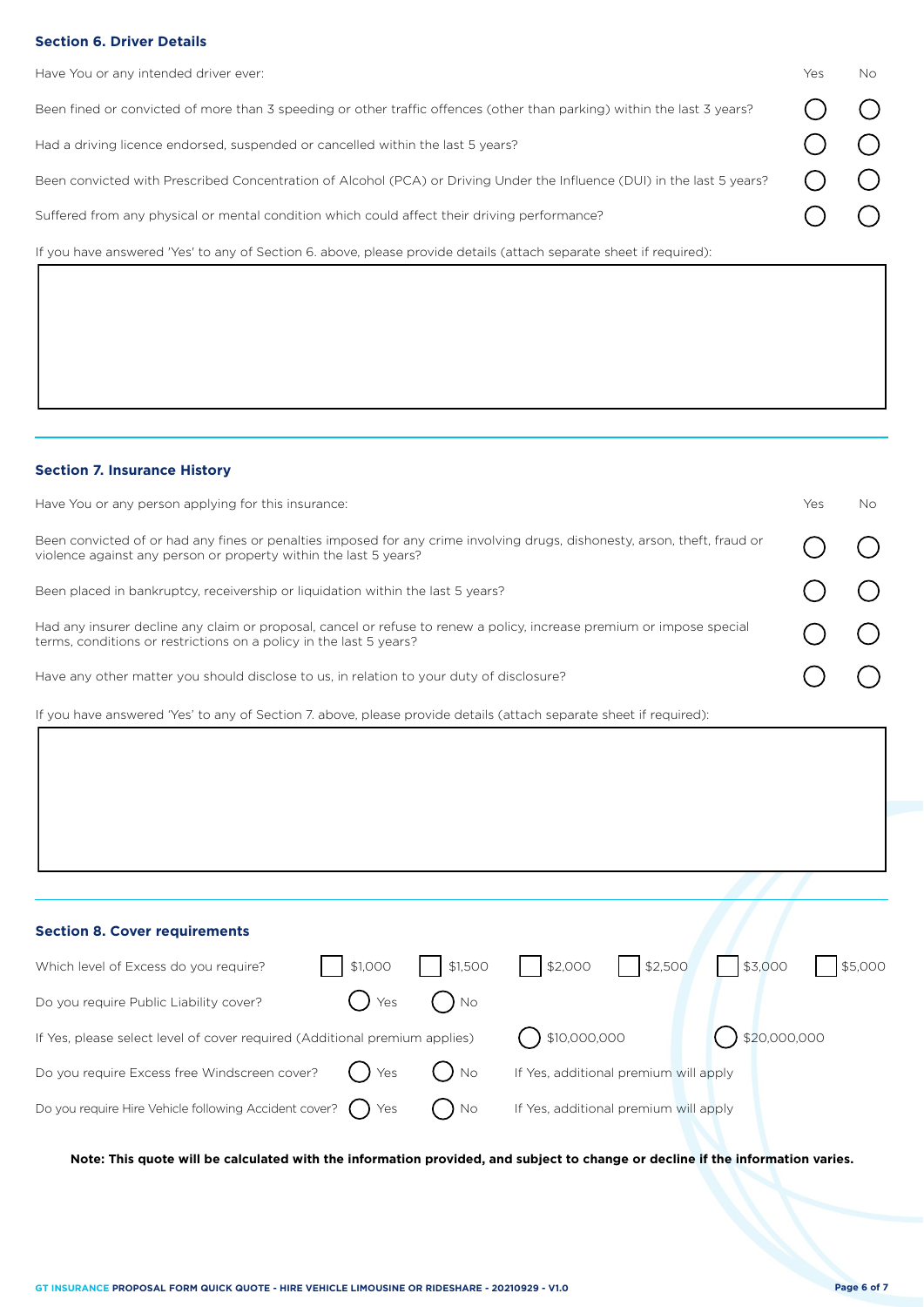### Section 6. Driver Details

| Have You or any intended driver ever: | Yes | No |
|---|---|---|
| Been fined or convicted of more than 3 speeding or other traffic offences (other than parking) within the last 3 years? | ◯ | ◯ |
| Had a driving licence endorsed, suspended or cancelled within the last 5 years? | ◯ | ◯ |
| Been convicted with Prescribed Concentration of Alcohol (PCA) or Driving Under the Influence (DUI) in the last 5 years? | ◯ | ◯ |
| Suffered from any physical or mental condition which could affect their driving performance? | ◯ | ◯ |

If you have answered 'Yes' to any of Section 6. above, please provide details (attach separate sheet if required):

&nbsp;

### Section 7. Insurance History

| Have You or any person applying for this insurance: | Yes | No |
|---|---|---|
| Been convicted of or had any fines or penalties imposed for any crime involving drugs, dishonesty, arson, theft, fraud or violence against any person or property within the last 5 years? | ◯ | ◯ |
| Been placed in bankruptcy, receivership or liquidation within the last 5 years? | ◯ | ◯ |
| Had any insurer decline any claim or proposal, cancel or refuse to renew a policy, increase premium or impose special terms, conditions or restrictions on a policy in the last 5 years? | ◯ | ◯ |
| Have any other matter you should disclose to us, in relation to your duty of disclosure? | ◯ | ◯ |

If you have answered 'Yes' to any of Section 7. above, please provide details (attach separate sheet if required):

&nbsp;

### Section 8. Cover requirements

Which level of Excess do you require? ☐ $1,000 ☐ $1,500 ☐ $2,000 ☐ $2,500 ☐ $3,000 ☐ $5,000

Do you require Public Liability cover? ◯ Yes ◯ No

If Yes, please select level of cover required (Additional premium applies) ◯ $10,000,000 ◯ $20,000,000

Do you require Excess free Windscreen cover? ◯ Yes ◯ No If Yes, additional premium will apply

Do you require Hire Vehicle following Accident cover? ◯ Yes ◯ No If Yes, additional premium will apply

**Note: This quote will be calculated with the information provided, and subject to change or decline if the information varies.**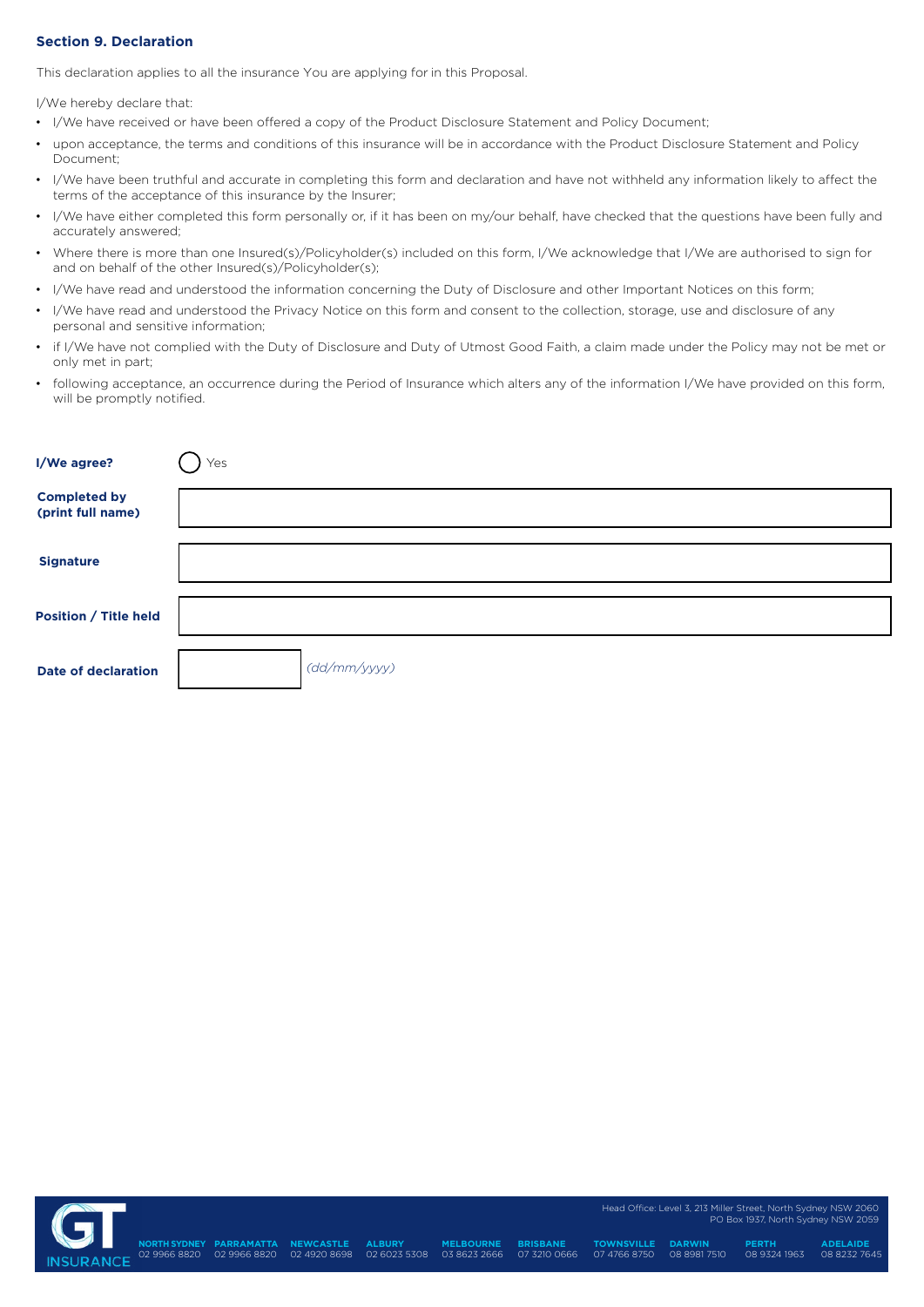### Section 9. Declaration

This declaration applies to all the insurance You are applying for in this Proposal.

I/We hereby declare that:

- I/We have received or have been offered a copy of the Product Disclosure Statement and Policy Document;
- upon acceptance, the terms and conditions of this insurance will be in accordance with the Product Disclosure Statement and Policy Document;
- I/We have been truthful and accurate in completing this form and declaration and have not withheld any information likely to affect the terms of the acceptance of this insurance by the Insurer;
- I/We have either completed this form personally or, if it has been on my/our behalf, have checked that the questions have been fully and accurately answered;
- Where there is more than one Insured(s)/Policyholder(s) included on this form, I/We acknowledge that I/We are authorised to sign for and on behalf of the other Insured(s)/Policyholder(s);
- I/We have read and understood the information concerning the Duty of Disclosure and other Important Notices on this form;
- I/We have read and understood the Privacy Notice on this form and consent to the collection, storage, use and disclosure of any personal and sensitive information;
- if I/We have not complied with the Duty of Disclosure and Duty of Utmost Good Faith, a claim made under the Policy may not be met or only met in part;
- following acceptance, an occurrence during the Period of Insurance which alters any of the information I/We have provided on this form, will be promptly notified.

| | |
|---|---|
| **I/We agree?** | ◯ Yes |
| **Completed by (print full name)** | |
| **Signature** | |
| **Position / Title held** | |
| **Date of declaration** | *(dd/mm/yyyy)* |

GT INSURANCE

Head Office: Level 3, 213 Miller Street, North Sydney NSW 2060
PO Box 1937, North Sydney NSW 2059

| NORTH SYDNEY | PARRAMATTA | NEWCASTLE | ALBURY | MELBOURNE | BRISBANE | TOWNSVILLE | DARWIN | PERTH | ADELAIDE |
|---|---|---|---|---|---|---|---|---|---|
| 02 9966 8820 | 02 9966 8820 | 02 4920 8698 | 02 6023 5308 | 03 8623 2666 | 07 3210 0666 | 07 4766 8750 | 08 8981 7510 | 08 9324 1963 | 08 8232 7645 |